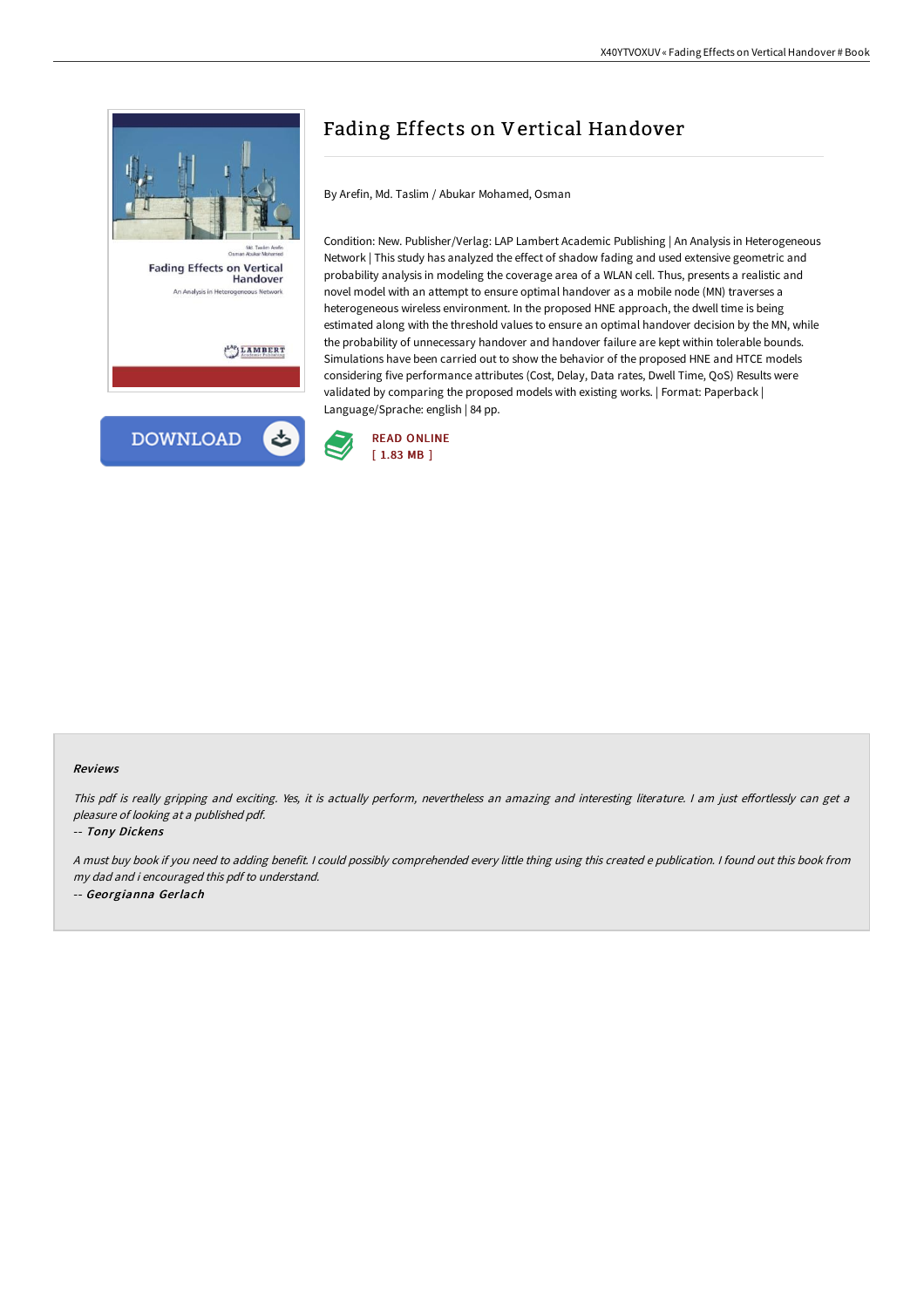# Fading Effects on Vertical Handover

By Arefin, Md. Taslim / Abukar Mohamed, Osman

Condition: New. Publisher/Verlag: LAP Lambert Academic Publishing | An Analysis in Heterogeneous Network | This study has analyzed the effect of shadow fading and used extensive geometric and probability analysis in modeling the coverage area of a WLAN cell. Thus, presents a realistic and novel model with an attempt to ensure optimal handover as a mobile node (MN) traverses a heterogeneous wireless environment. In the proposed HNE approach, the dwell time is being estimated along with the threshold values to ensure an optimal handover decision by the MN, while the probability of unnecessary handover and handover failure are kept within tolerable bounds. Simulations have been carried out to show the behavior of the proposed HNE and HTCE models considering five performance attributes (Cost, Delay, Data rates, Dwell Time, QoS) Results were validated by comparing the proposed models with existing works. | Format: Paperback | Language/Sprache: english | 84 pp.

DOWNLOAD

READ ONLINE
[ 1.83 MB ]

#### Reviews

*This pdf is really gripping and exciting. Yes, it is actually perform, nevertheless an amazing and interesting literature. I am just effortlessly can get a pleasure of looking at a published pdf.*

-- ***Tony Dickens***

*A must buy book if you need to adding benefit. I could possibly comprehended every little thing using this created e publication. I found out this book from my dad and i encouraged this pdf to understand.*

-- ***Georgianna Gerlach***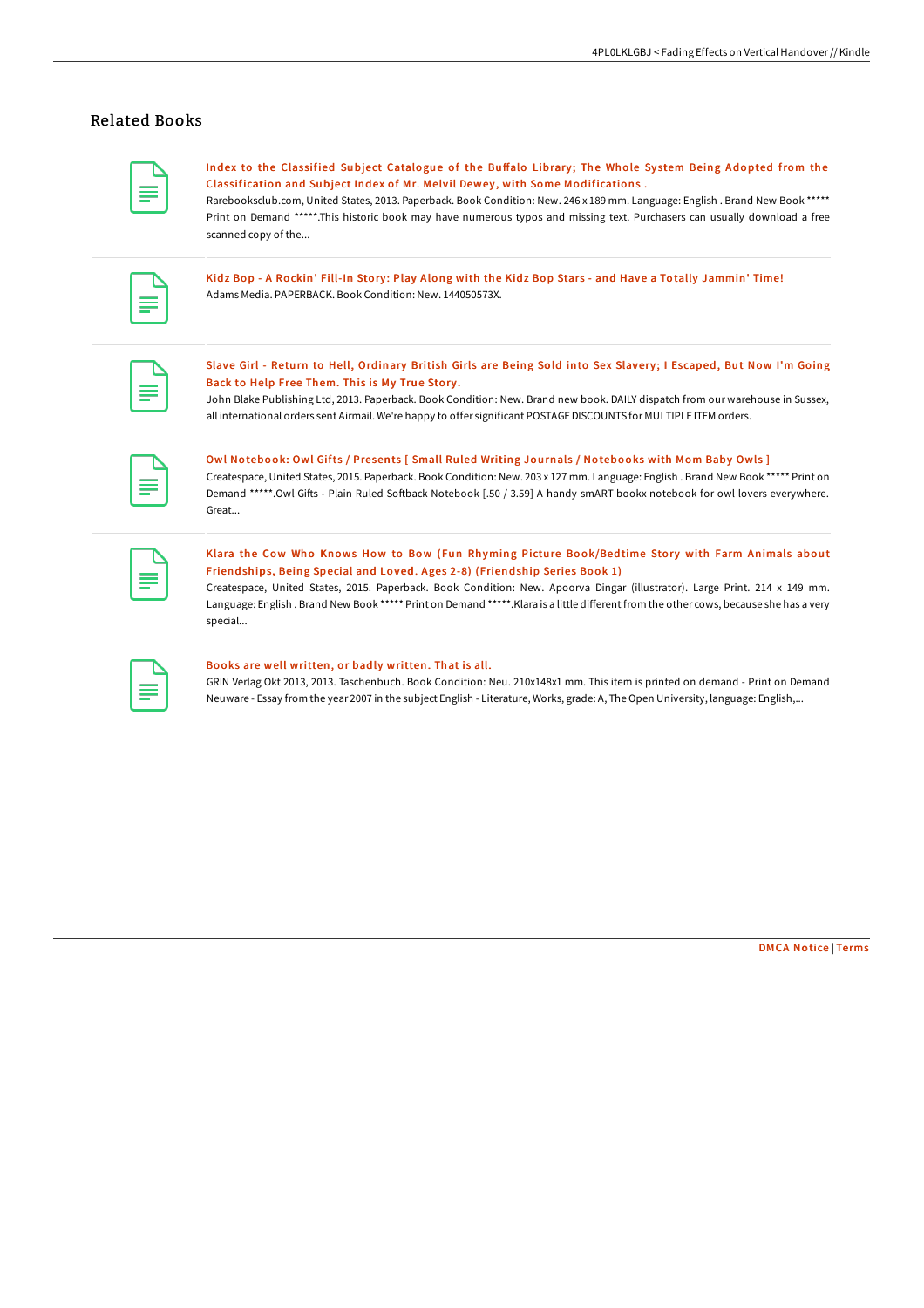## Related Books

**Index to the Classified Subject Catalogue of the Buffalo Library; The Whole System Being Adopted from the Classification and Subject Index of Mr. Melvil Dewey, with Some Modifications .**

Rarebooksclub.com, United States, 2013. Paperback. Book Condition: New. 246 x 189 mm. Language: English . Brand New Book ***** Print on Demand *****.This historic book may have numerous typos and missing text. Purchasers can usually download a free scanned copy of the...

**Kidz Bop - A Rockin' Fill-In Story: Play Along with the Kidz Bop Stars - and Have a Totally Jammin' Time!**

Adams Media. PAPERBACK. Book Condition: New. 144050573X.

**Slave Girl - Return to Hell, Ordinary British Girls are Being Sold into Sex Slavery; I Escaped, But Now I'm Going Back to Help Free Them. This is My True Story.**

John Blake Publishing Ltd, 2013. Paperback. Book Condition: New. Brand new book. DAILY dispatch from our warehouse in Sussex, all international orders sent Airmail. We're happy to offer significant POSTAGE DISCOUNTS for MULTIPLE ITEM orders.

**Owl Notebook: Owl Gifts / Presents [ Small Ruled Writing Journals / Notebooks with Mom Baby Owls ]**

Createspace, United States, 2015. Paperback. Book Condition: New. 203 x 127 mm. Language: English . Brand New Book ***** Print on Demand *****.Owl Gifts - Plain Ruled Softback Notebook [.50 / 3.59] A handy smART bookx notebook for owl lovers everywhere. Great...

**Klara the Cow Who Knows How to Bow (Fun Rhyming Picture Book/Bedtime Story with Farm Animals about Friendships, Being Special and Loved. Ages 2-8) (Friendship Series Book 1)**

Createspace, United States, 2015. Paperback. Book Condition: New. Apoorva Dingar (illustrator). Large Print. 214 x 149 mm. Language: English . Brand New Book ***** Print on Demand *****.Klara is a little different from the other cows, because she has a very special...

**Books are well written, or badly written. That is all.**

GRIN Verlag Okt 2013, 2013. Taschenbuch. Book Condition: Neu. 210x148x1 mm. This item is printed on demand - Print on Demand Neuware - Essay from the year 2007 in the subject English - Literature, Works, grade: A, The Open University, language: English,...

DMCA Notice | Terms